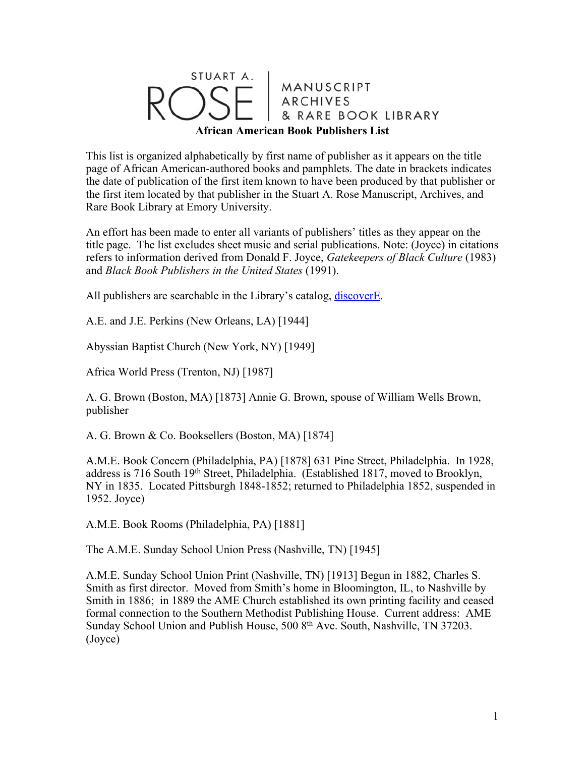STUART A. ROSE | MANUSCRIPT ARCHIVES & RARE BOOK LIBRARY

# African American Book Publishers List

This list is organized alphabetically by first name of publisher as it appears on the title page of African American-authored books and pamphlets. The date in brackets indicates the date of publication of the first item known to have been produced by that publisher or the first item located by that publisher in the Stuart A. Rose Manuscript, Archives, and Rare Book Library at Emory University.

An effort has been made to enter all variants of publishers' titles as they appear on the title page. The list excludes sheet music and serial publications. Note: (Joyce) in citations refers to information derived from Donald F. Joyce, *Gatekeepers of Black Culture* (1983) and *Black Book Publishers in the United States* (1991).

All publishers are searchable in the Library's catalog, discoverE.

A.E. and J.E. Perkins (New Orleans, LA) [1944]

Abyssian Baptist Church (New York, NY) [1949]

Africa World Press (Trenton, NJ) [1987]

A. G. Brown (Boston, MA) [1873] Annie G. Brown, spouse of William Wells Brown, publisher

A. G. Brown & Co. Booksellers (Boston, MA) [1874]

A.M.E. Book Concern (Philadelphia, PA) [1878] 631 Pine Street, Philadelphia. In 1928, address is 716 South 19th Street, Philadelphia. (Established 1817, moved to Brooklyn, NY in 1835. Located Pittsburgh 1848-1852; returned to Philadelphia 1852, suspended in 1952. Joyce)

A.M.E. Book Rooms (Philadelphia, PA) [1881]

The A.M.E. Sunday School Union Press (Nashville, TN) [1945]

A.M.E. Sunday School Union Print (Nashville, TN) [1913] Begun in 1882, Charles S. Smith as first director. Moved from Smith's home in Bloomington, IL, to Nashville by Smith in 1886; in 1889 the AME Church established its own printing facility and ceased formal connection to the Southern Methodist Publishing House. Current address: AME Sunday School Union and Publish House, 500 8th Ave. South, Nashville, TN 37203. (Joyce)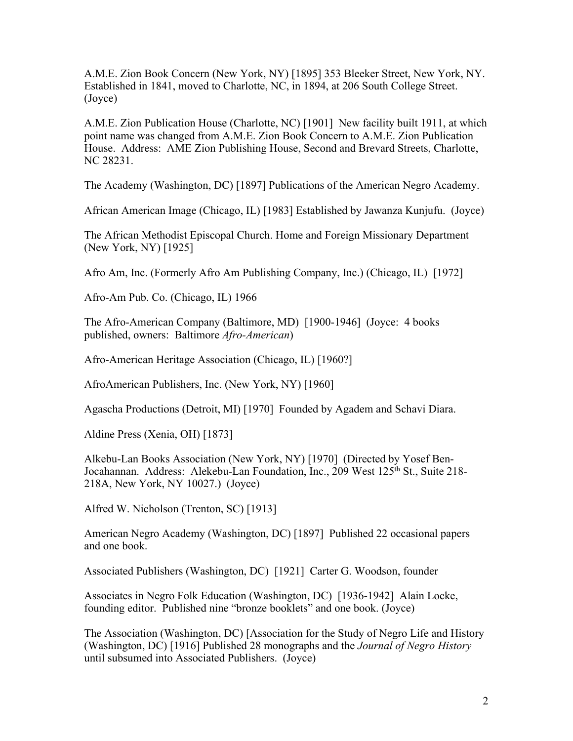A.M.E. Zion Book Concern (New York, NY) [1895] 353 Bleeker Street, New York, NY. Established in 1841, moved to Charlotte, NC, in 1894, at 206 South College Street. (Joyce)

A.M.E. Zion Publication House (Charlotte, NC) [1901] New facility built 1911, at which point name was changed from A.M.E. Zion Book Concern to A.M.E. Zion Publication House. Address: AME Zion Publishing House, Second and Brevard Streets, Charlotte, NC 28231.

The Academy (Washington, DC) [1897] Publications of the American Negro Academy.

African American Image (Chicago, IL) [1983] Established by Jawanza Kunjufu. (Joyce)

The African Methodist Episcopal Church. Home and Foreign Missionary Department (New York, NY) [1925]

Afro Am, Inc. (Formerly Afro Am Publishing Company, Inc.) (Chicago, IL) [1972]

Afro-Am Pub. Co. (Chicago, IL) 1966

The Afro-American Company (Baltimore, MD) [1900-1946] (Joyce: 4 books published, owners: Baltimore *Afro-American*)

Afro-American Heritage Association (Chicago, IL) [1960?]

AfroAmerican Publishers, Inc. (New York, NY) [1960]

Agascha Productions (Detroit, MI) [1970] Founded by Agadem and Schavi Diara.

Aldine Press (Xenia, OH) [1873]

Alkebu-Lan Books Association (New York, NY) [1970] (Directed by Yosef Ben-Jocahannan. Address: Alekebu-Lan Foundation, Inc., 209 West 125th St., Suite 218-218A, New York, NY 10027.) (Joyce)

Alfred W. Nicholson (Trenton, SC) [1913]

American Negro Academy (Washington, DC) [1897] Published 22 occasional papers and one book.

Associated Publishers (Washington, DC) [1921] Carter G. Woodson, founder

Associates in Negro Folk Education (Washington, DC) [1936-1942] Alain Locke, founding editor. Published nine "bronze booklets" and one book. (Joyce)

The Association (Washington, DC) [Association for the Study of Negro Life and History (Washington, DC) [1916] Published 28 monographs and the *Journal of Negro History* until subsumed into Associated Publishers. (Joyce)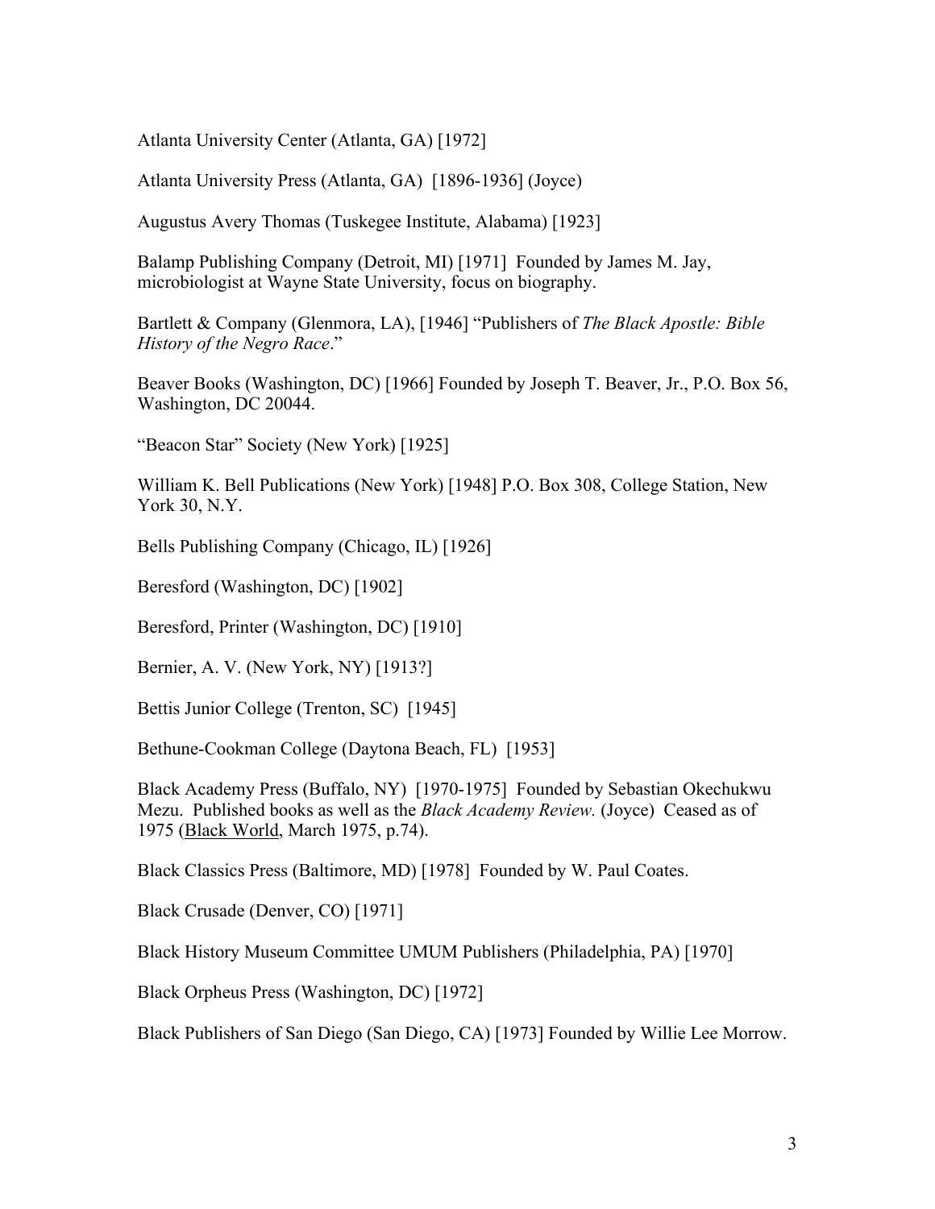Atlanta University Center (Atlanta, GA) [1972]

Atlanta University Press (Atlanta, GA) [1896-1936] (Joyce)

Augustus Avery Thomas (Tuskegee Institute, Alabama) [1923]

Balamp Publishing Company (Detroit, MI) [1971] Founded by James M. Jay, microbiologist at Wayne State University, focus on biography.

Bartlett & Company (Glenmora, LA), [1946] "Publishers of *The Black Apostle: Bible History of the Negro Race*."

Beaver Books (Washington, DC) [1966] Founded by Joseph T. Beaver, Jr., P.O. Box 56, Washington, DC 20044.

"Beacon Star" Society (New York) [1925]

William K. Bell Publications (New York) [1948] P.O. Box 308, College Station, New York 30, N.Y.

Bells Publishing Company (Chicago, IL) [1926]

Beresford (Washington, DC) [1902]

Beresford, Printer (Washington, DC) [1910]

Bernier, A. V. (New York, NY) [1913?]

Bettis Junior College (Trenton, SC) [1945]

Bethune-Cookman College (Daytona Beach, FL) [1953]

Black Academy Press (Buffalo, NY) [1970-1975] Founded by Sebastian Okechukwu Mezu. Published books as well as the *Black Academy Review.* (Joyce) Ceased as of 1975 (<u>Black World</u>, March 1975, p.74).

Black Classics Press (Baltimore, MD) [1978] Founded by W. Paul Coates.

Black Crusade (Denver, CO) [1971]

Black History Museum Committee UMUM Publishers (Philadelphia, PA) [1970]

Black Orpheus Press (Washington, DC) [1972]

Black Publishers of San Diego (San Diego, CA) [1973] Founded by Willie Lee Morrow.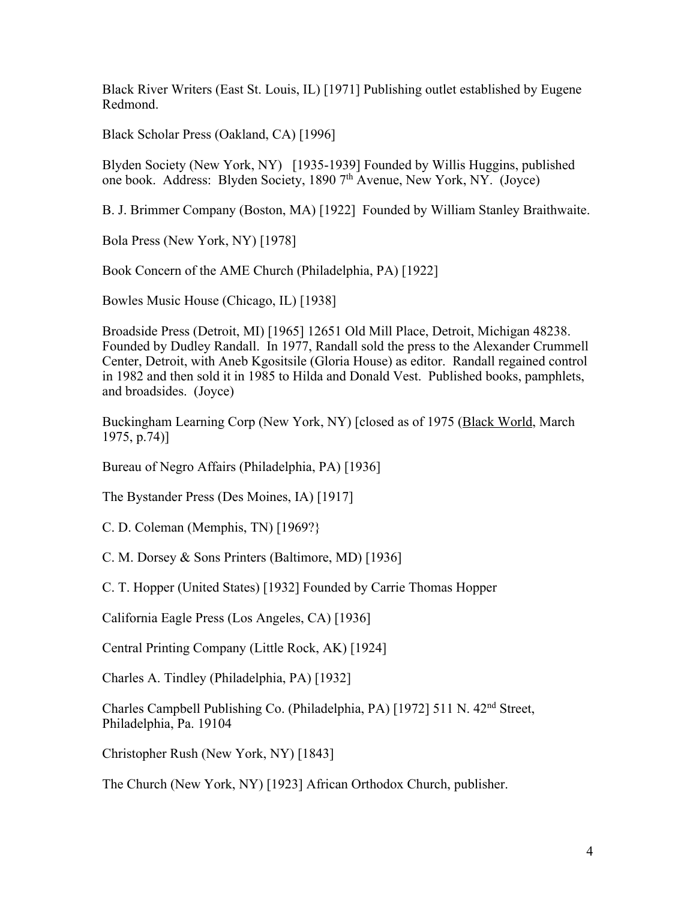Black River Writers (East St. Louis, IL) [1971] Publishing outlet established by Eugene Redmond.

Black Scholar Press (Oakland, CA) [1996]

Blyden Society (New York, NY) [1935-1939] Founded by Willis Huggins, published one book. Address: Blyden Society, 1890 7th Avenue, New York, NY. (Joyce)

B. J. Brimmer Company (Boston, MA) [1922] Founded by William Stanley Braithwaite.

Bola Press (New York, NY) [1978]

Book Concern of the AME Church (Philadelphia, PA) [1922]

Bowles Music House (Chicago, IL) [1938]

Broadside Press (Detroit, MI) [1965] 12651 Old Mill Place, Detroit, Michigan 48238. Founded by Dudley Randall. In 1977, Randall sold the press to the Alexander Crummell Center, Detroit, with Aneb Kgositsile (Gloria House) as editor. Randall regained control in 1982 and then sold it in 1985 to Hilda and Donald Vest. Published books, pamphlets, and broadsides. (Joyce)

Buckingham Learning Corp (New York, NY) [closed as of 1975 (Black World, March 1975, p.74)]

Bureau of Negro Affairs (Philadelphia, PA) [1936]

The Bystander Press (Des Moines, IA) [1917]

C. D. Coleman (Memphis, TN) [1969?}

C. M. Dorsey & Sons Printers (Baltimore, MD) [1936]

C. T. Hopper (United States) [1932] Founded by Carrie Thomas Hopper

California Eagle Press (Los Angeles, CA) [1936]

Central Printing Company (Little Rock, AK) [1924]

Charles A. Tindley (Philadelphia, PA) [1932]

Charles Campbell Publishing Co. (Philadelphia, PA) [1972] 511 N. 42nd Street, Philadelphia, Pa. 19104

Christopher Rush (New York, NY) [1843]

The Church (New York, NY) [1923] African Orthodox Church, publisher.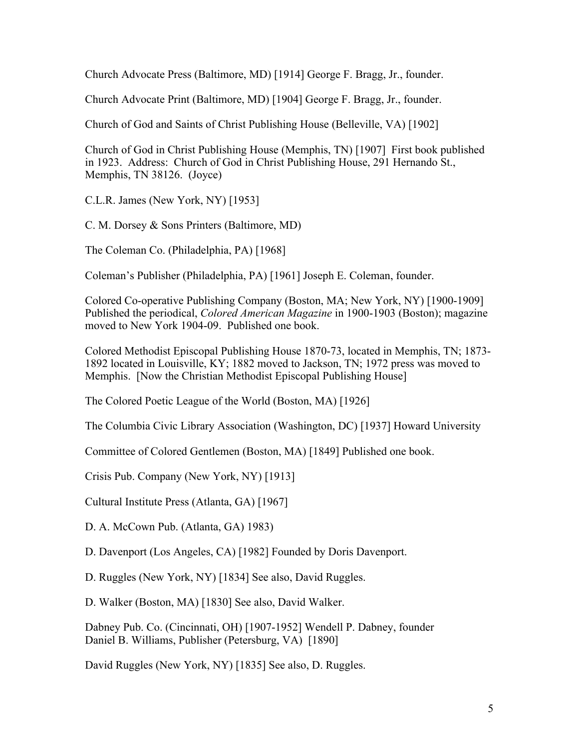Church Advocate Press (Baltimore, MD) [1914] George F. Bragg, Jr., founder.

Church Advocate Print (Baltimore, MD) [1904] George F. Bragg, Jr., founder.

Church of God and Saints of Christ Publishing House (Belleville, VA) [1902]

Church of God in Christ Publishing House (Memphis, TN) [1907] First book published in 1923. Address: Church of God in Christ Publishing House, 291 Hernando St., Memphis, TN 38126. (Joyce)

C.L.R. James (New York, NY) [1953]

C. M. Dorsey & Sons Printers (Baltimore, MD)

The Coleman Co. (Philadelphia, PA) [1968]

Coleman's Publisher (Philadelphia, PA) [1961] Joseph E. Coleman, founder.

Colored Co-operative Publishing Company (Boston, MA; New York, NY) [1900-1909] Published the periodical, *Colored American Magazine* in 1900-1903 (Boston); magazine moved to New York 1904-09. Published one book.

Colored Methodist Episcopal Publishing House 1870-73, located in Memphis, TN; 1873-1892 located in Louisville, KY; 1882 moved to Jackson, TN; 1972 press was moved to Memphis. [Now the Christian Methodist Episcopal Publishing House]

The Colored Poetic League of the World (Boston, MA) [1926]

The Columbia Civic Library Association (Washington, DC) [1937] Howard University

Committee of Colored Gentlemen (Boston, MA) [1849] Published one book.

Crisis Pub. Company (New York, NY) [1913]

Cultural Institute Press (Atlanta, GA) [1967]

D. A. McCown Pub. (Atlanta, GA) 1983)

D. Davenport (Los Angeles, CA) [1982] Founded by Doris Davenport.

D. Ruggles (New York, NY) [1834] See also, David Ruggles.

D. Walker (Boston, MA) [1830] See also, David Walker.

Dabney Pub. Co. (Cincinnati, OH) [1907-1952] Wendell P. Dabney, founder
Daniel B. Williams, Publisher (Petersburg, VA) [1890]

David Ruggles (New York, NY) [1835] See also, D. Ruggles.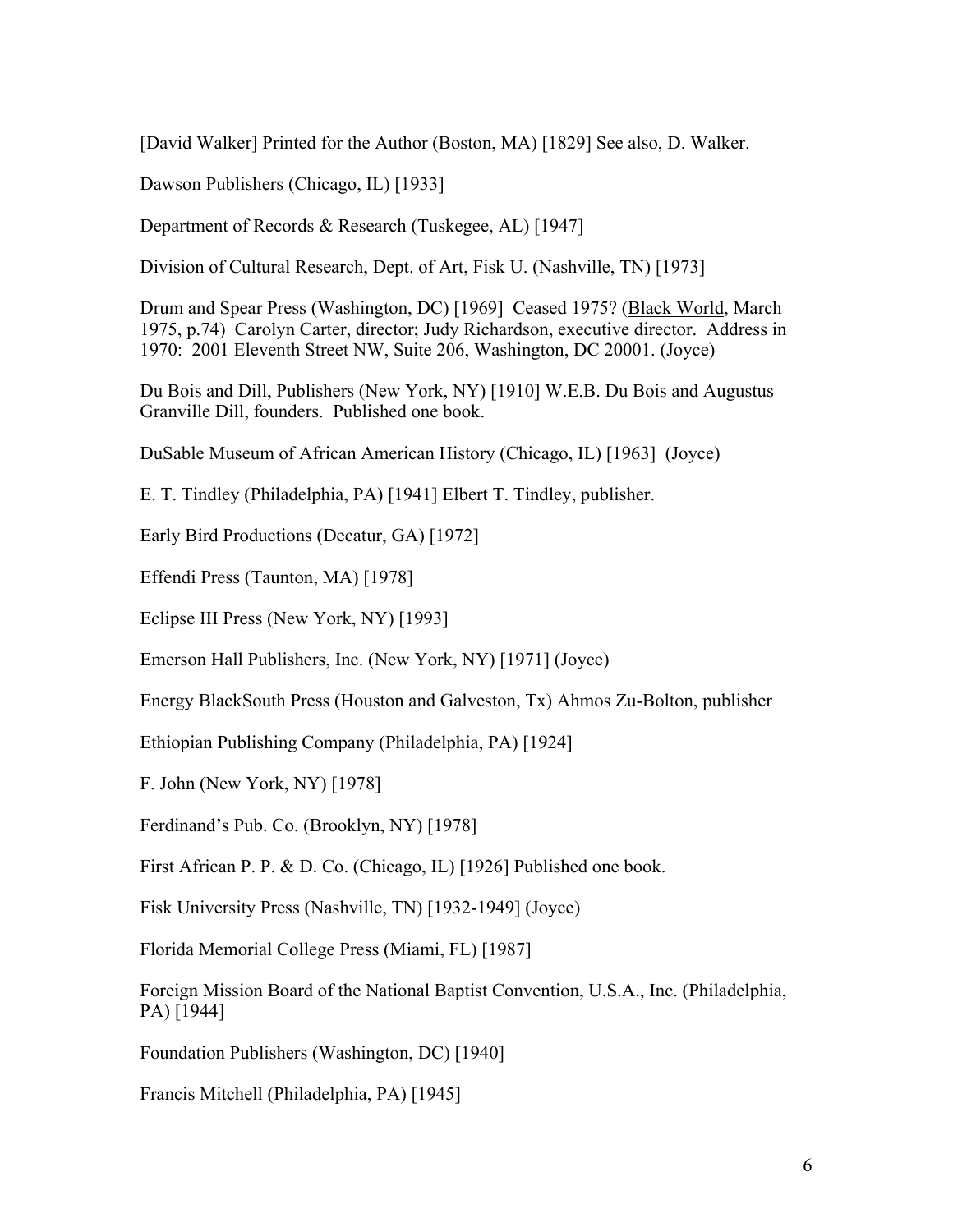[David Walker] Printed for the Author (Boston, MA) [1829] See also, D. Walker.

Dawson Publishers (Chicago, IL) [1933]

Department of Records & Research (Tuskegee, AL) [1947]

Division of Cultural Research, Dept. of Art, Fisk U. (Nashville, TN) [1973]

Drum and Spear Press (Washington, DC) [1969] Ceased 1975? (Black World, March 1975, p.74) Carolyn Carter, director; Judy Richardson, executive director. Address in 1970: 2001 Eleventh Street NW, Suite 206, Washington, DC 20001. (Joyce)

Du Bois and Dill, Publishers (New York, NY) [1910] W.E.B. Du Bois and Augustus Granville Dill, founders. Published one book.

DuSable Museum of African American History (Chicago, IL) [1963] (Joyce)

E. T. Tindley (Philadelphia, PA) [1941] Elbert T. Tindley, publisher.

Early Bird Productions (Decatur, GA) [1972]

Effendi Press (Taunton, MA) [1978]

Eclipse III Press (New York, NY) [1993]

Emerson Hall Publishers, Inc. (New York, NY) [1971] (Joyce)

Energy BlackSouth Press (Houston and Galveston, Tx) Ahmos Zu-Bolton, publisher

Ethiopian Publishing Company (Philadelphia, PA) [1924]

F. John (New York, NY) [1978]

Ferdinand's Pub. Co. (Brooklyn, NY) [1978]

First African P. P. & D. Co. (Chicago, IL) [1926] Published one book.

Fisk University Press (Nashville, TN) [1932-1949] (Joyce)

Florida Memorial College Press (Miami, FL) [1987]

Foreign Mission Board of the National Baptist Convention, U.S.A., Inc. (Philadelphia, PA) [1944]

Foundation Publishers (Washington, DC) [1940]

Francis Mitchell (Philadelphia, PA) [1945]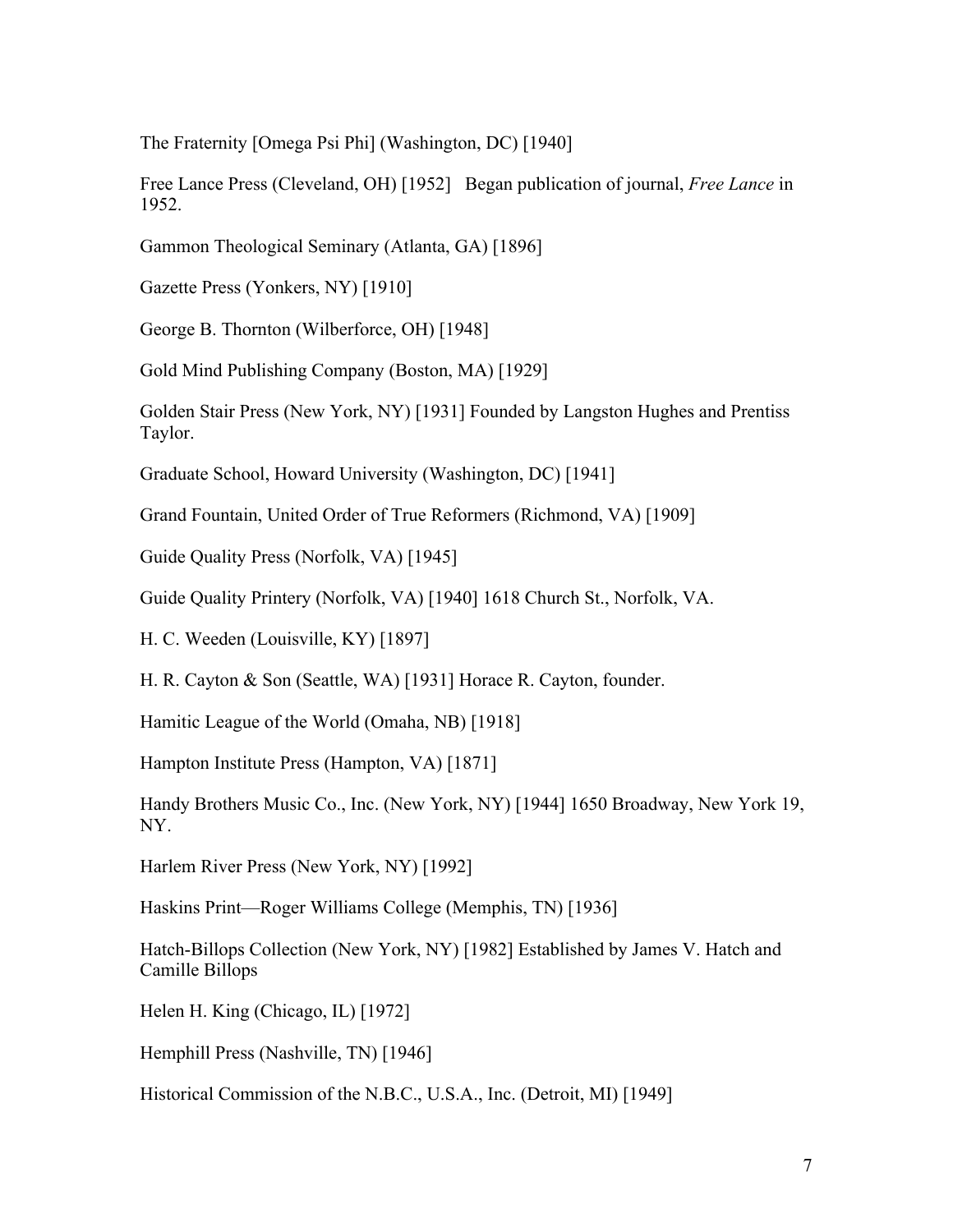The Fraternity [Omega Psi Phi] (Washington, DC) [1940]

Free Lance Press (Cleveland, OH) [1952] Began publication of journal, *Free Lance* in 1952.

Gammon Theological Seminary (Atlanta, GA) [1896]

Gazette Press (Yonkers, NY) [1910]

George B. Thornton (Wilberforce, OH) [1948]

Gold Mind Publishing Company (Boston, MA) [1929]

Golden Stair Press (New York, NY) [1931] Founded by Langston Hughes and Prentiss Taylor.

Graduate School, Howard University (Washington, DC) [1941]

Grand Fountain, United Order of True Reformers (Richmond, VA) [1909]

Guide Quality Press (Norfolk, VA) [1945]

Guide Quality Printery (Norfolk, VA) [1940] 1618 Church St., Norfolk, VA.

H. C. Weeden (Louisville, KY) [1897]

H. R. Cayton & Son (Seattle, WA) [1931] Horace R. Cayton, founder.

Hamitic League of the World (Omaha, NB) [1918]

Hampton Institute Press (Hampton, VA) [1871]

Handy Brothers Music Co., Inc. (New York, NY) [1944] 1650 Broadway, New York 19, NY.

Harlem River Press (New York, NY) [1992]

Haskins Print—Roger Williams College (Memphis, TN) [1936]

Hatch-Billops Collection (New York, NY) [1982] Established by James V. Hatch and Camille Billops

Helen H. King (Chicago, IL) [1972]

Hemphill Press (Nashville, TN) [1946]

Historical Commission of the N.B.C., U.S.A., Inc. (Detroit, MI) [1949]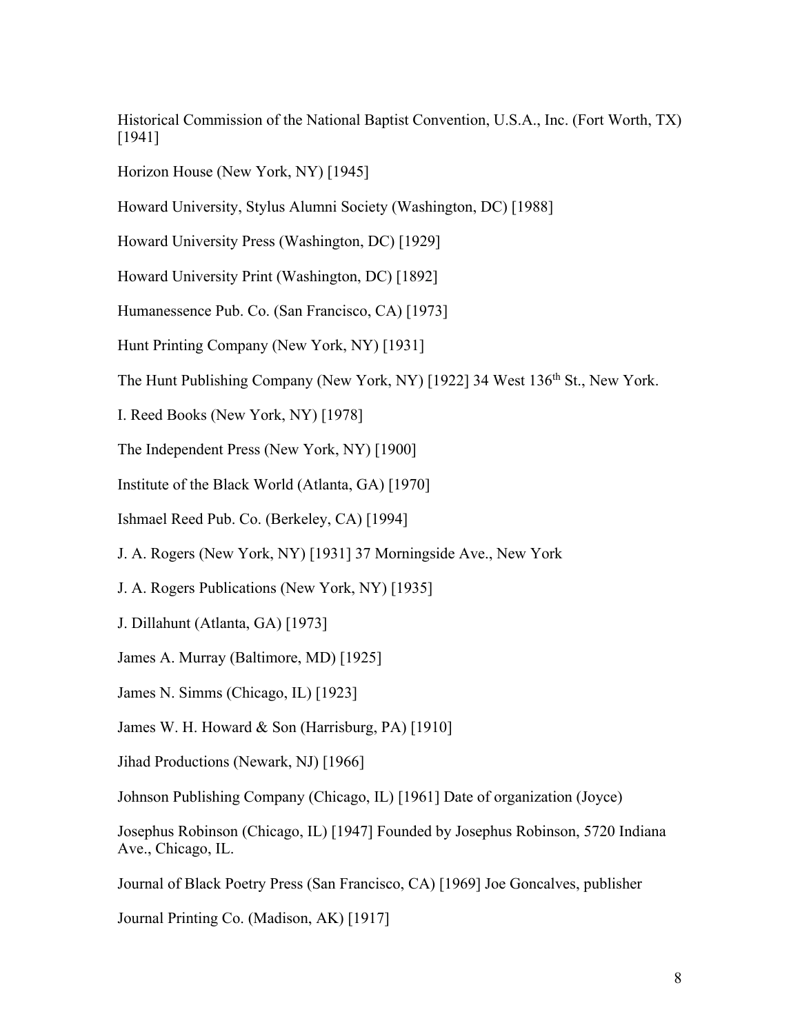Historical Commission of the National Baptist Convention, U.S.A., Inc. (Fort Worth, TX) [1941]

Horizon House (New York, NY) [1945]

Howard University, Stylus Alumni Society (Washington, DC) [1988]

Howard University Press (Washington, DC) [1929]

Howard University Print (Washington, DC) [1892]

Humanessence Pub. Co. (San Francisco, CA) [1973]

Hunt Printing Company (New York, NY) [1931]

The Hunt Publishing Company (New York, NY) [1922] 34 West 136th St., New York.

I. Reed Books (New York, NY) [1978]

The Independent Press (New York, NY) [1900]

Institute of the Black World (Atlanta, GA) [1970]

Ishmael Reed Pub. Co. (Berkeley, CA) [1994]

J. A. Rogers (New York, NY) [1931] 37 Morningside Ave., New York

J. A. Rogers Publications (New York, NY) [1935]

J. Dillahunt (Atlanta, GA) [1973]

James A. Murray (Baltimore, MD) [1925]

James N. Simms (Chicago, IL) [1923]

James W. H. Howard & Son (Harrisburg, PA) [1910]

Jihad Productions (Newark, NJ) [1966]

Johnson Publishing Company (Chicago, IL) [1961] Date of organization (Joyce)

Josephus Robinson (Chicago, IL) [1947] Founded by Josephus Robinson, 5720 Indiana Ave., Chicago, IL.

Journal of Black Poetry Press (San Francisco, CA) [1969] Joe Goncalves, publisher

Journal Printing Co. (Madison, AK) [1917]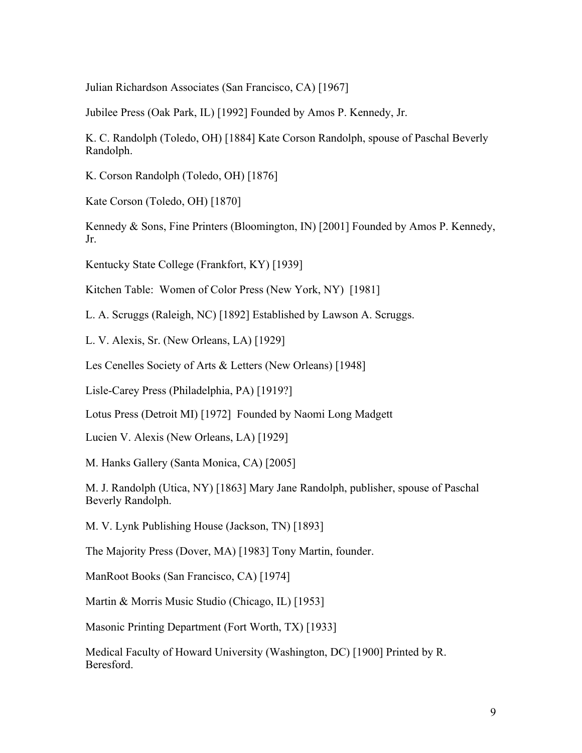Julian Richardson Associates (San Francisco, CA) [1967]

Jubilee Press (Oak Park, IL) [1992] Founded by Amos P. Kennedy, Jr.

K. C. Randolph (Toledo, OH) [1884] Kate Corson Randolph, spouse of Paschal Beverly Randolph.

K. Corson Randolph (Toledo, OH) [1876]

Kate Corson (Toledo, OH) [1870]

Kennedy & Sons, Fine Printers (Bloomington, IN) [2001] Founded by Amos P. Kennedy, Jr.

Kentucky State College (Frankfort, KY) [1939]

Kitchen Table:  Women of Color Press (New York, NY)  [1981]

L. A. Scruggs (Raleigh, NC) [1892] Established by Lawson A. Scruggs.

L. V. Alexis, Sr. (New Orleans, LA) [1929]

Les Cenelles Society of Arts & Letters (New Orleans) [1948]

Lisle-Carey Press (Philadelphia, PA) [1919?]

Lotus Press (Detroit MI) [1972]  Founded by Naomi Long Madgett

Lucien V. Alexis (New Orleans, LA) [1929]

M. Hanks Gallery (Santa Monica, CA) [2005]

M. J. Randolph (Utica, NY) [1863] Mary Jane Randolph, publisher, spouse of Paschal Beverly Randolph.

M. V. Lynk Publishing House (Jackson, TN) [1893]

The Majority Press (Dover, MA) [1983] Tony Martin, founder.

ManRoot Books (San Francisco, CA) [1974]

Martin & Morris Music Studio (Chicago, IL) [1953]

Masonic Printing Department (Fort Worth, TX) [1933]

Medical Faculty of Howard University (Washington, DC) [1900] Printed by R. Beresford.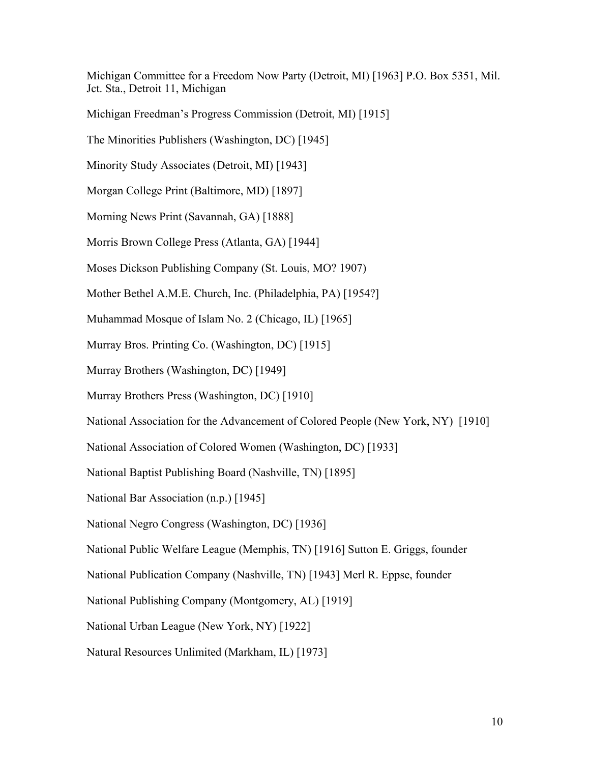Michigan Committee for a Freedom Now Party (Detroit, MI) [1963] P.O. Box 5351, Mil. Jct. Sta., Detroit 11, Michigan

Michigan Freedman's Progress Commission (Detroit, MI) [1915]

The Minorities Publishers (Washington, DC) [1945]

Minority Study Associates (Detroit, MI) [1943]

Morgan College Print (Baltimore, MD) [1897]

Morning News Print (Savannah, GA) [1888]

Morris Brown College Press (Atlanta, GA) [1944]

Moses Dickson Publishing Company (St. Louis, MO? 1907)

Mother Bethel A.M.E. Church, Inc. (Philadelphia, PA) [1954?]

Muhammad Mosque of Islam No. 2 (Chicago, IL) [1965]

Murray Bros. Printing Co. (Washington, DC) [1915]

Murray Brothers (Washington, DC) [1949]

Murray Brothers Press (Washington, DC) [1910]

National Association for the Advancement of Colored People (New York, NY) [1910]

National Association of Colored Women (Washington, DC) [1933]

National Baptist Publishing Board (Nashville, TN) [1895]

National Bar Association (n.p.) [1945]

National Negro Congress (Washington, DC) [1936]

National Public Welfare League (Memphis, TN) [1916] Sutton E. Griggs, founder

National Publication Company (Nashville, TN) [1943] Merl R. Eppse, founder

National Publishing Company (Montgomery, AL) [1919]

National Urban League (New York, NY) [1922]

Natural Resources Unlimited (Markham, IL) [1973]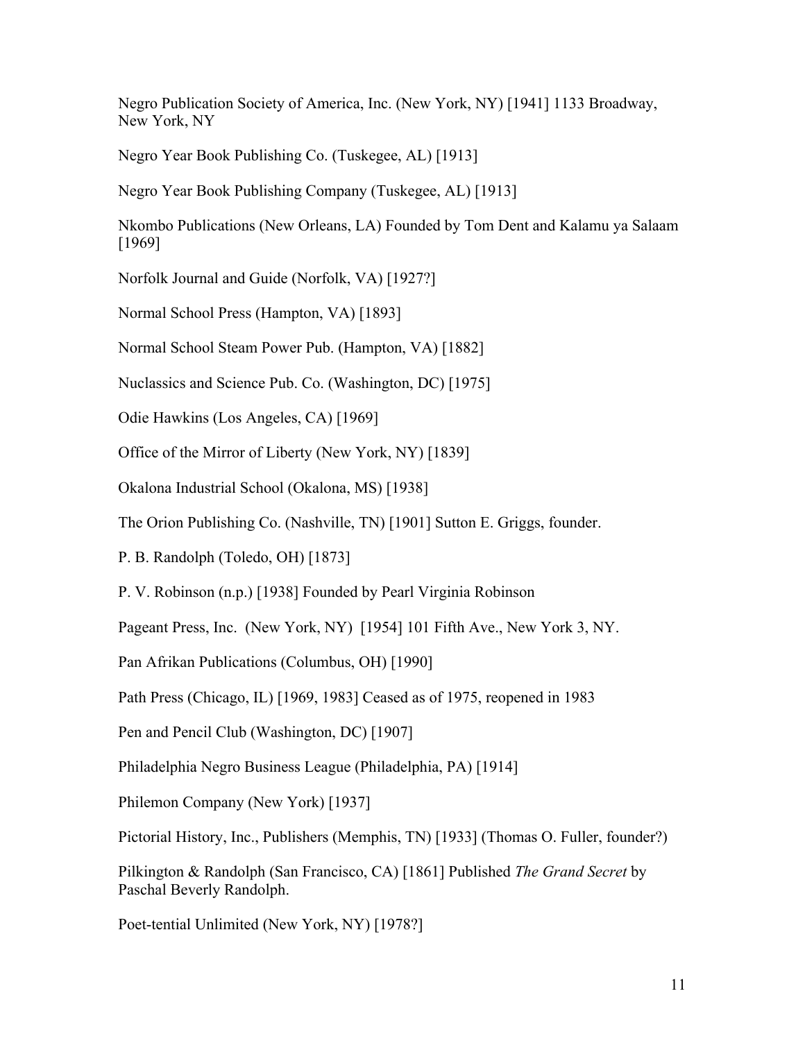Negro Publication Society of America, Inc. (New York, NY) [1941] 1133 Broadway, New York, NY

Negro Year Book Publishing Co. (Tuskegee, AL) [1913]

Negro Year Book Publishing Company (Tuskegee, AL) [1913]

Nkombo Publications (New Orleans, LA) Founded by Tom Dent and Kalamu ya Salaam [1969]

Norfolk Journal and Guide (Norfolk, VA) [1927?]

Normal School Press (Hampton, VA) [1893]

Normal School Steam Power Pub. (Hampton, VA) [1882]

Nuclassics and Science Pub. Co. (Washington, DC) [1975]

Odie Hawkins (Los Angeles, CA) [1969]

Office of the Mirror of Liberty (New York, NY) [1839]

Okalona Industrial School (Okalona, MS) [1938]

The Orion Publishing Co. (Nashville, TN) [1901] Sutton E. Griggs, founder.

P. B. Randolph (Toledo, OH) [1873]

P. V. Robinson (n.p.) [1938] Founded by Pearl Virginia Robinson

Pageant Press, Inc. (New York, NY) [1954] 101 Fifth Ave., New York 3, NY.

Pan Afrikan Publications (Columbus, OH) [1990]

Path Press (Chicago, IL) [1969, 1983] Ceased as of 1975, reopened in 1983

Pen and Pencil Club (Washington, DC) [1907]

Philadelphia Negro Business League (Philadelphia, PA) [1914]

Philemon Company (New York) [1937]

Pictorial History, Inc., Publishers (Memphis, TN) [1933] (Thomas O. Fuller, founder?)

Pilkington & Randolph (San Francisco, CA) [1861] Published *The Grand Secret* by Paschal Beverly Randolph.

Poet-tential Unlimited (New York, NY) [1978?]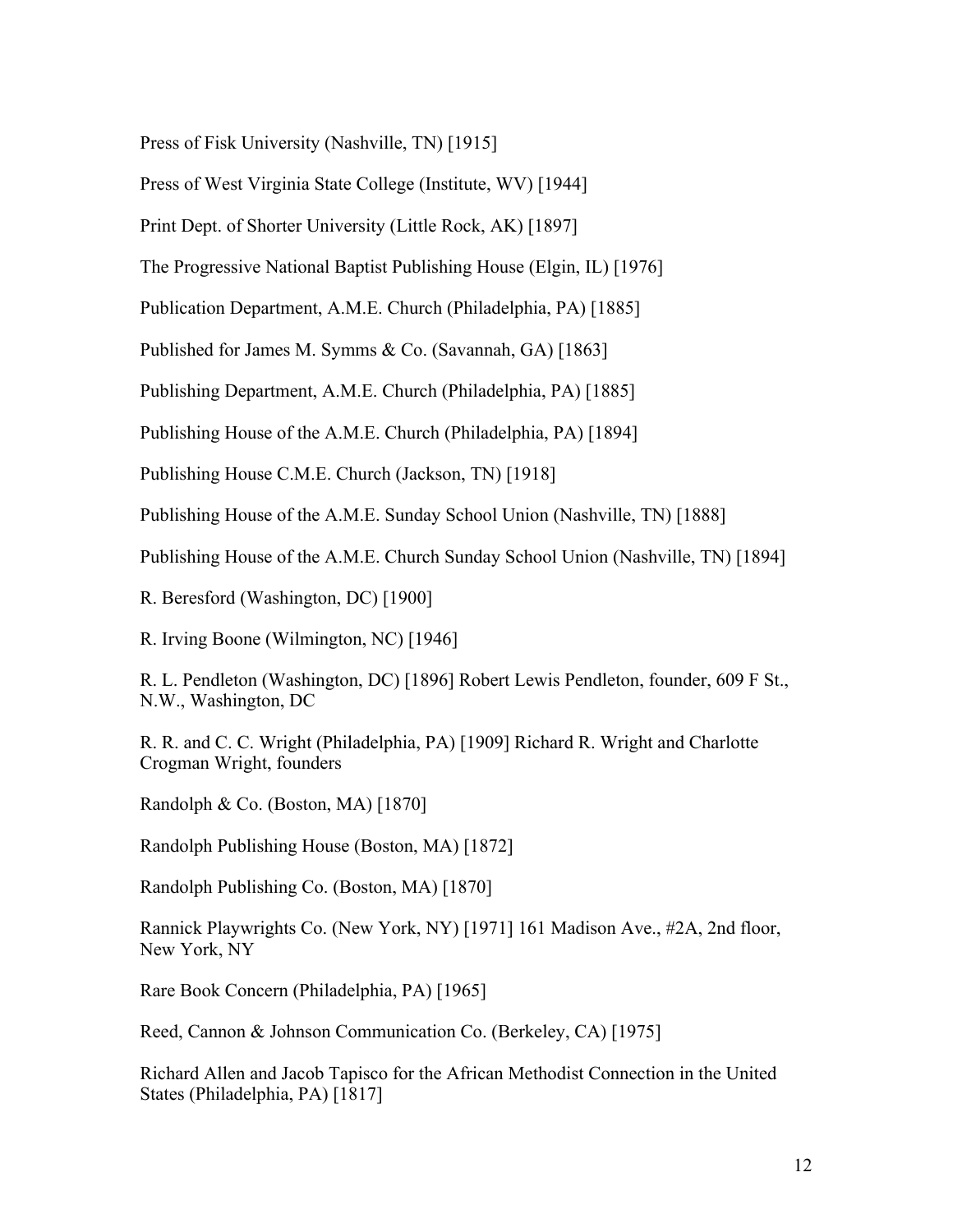Press of Fisk University (Nashville, TN) [1915]

Press of West Virginia State College (Institute, WV) [1944]

Print Dept. of Shorter University (Little Rock, AK) [1897]

The Progressive National Baptist Publishing House (Elgin, IL) [1976]

Publication Department, A.M.E. Church (Philadelphia, PA) [1885]

Published for James M. Symms & Co. (Savannah, GA) [1863]

Publishing Department, A.M.E. Church (Philadelphia, PA) [1885]

Publishing House of the A.M.E. Church (Philadelphia, PA) [1894]

Publishing House C.M.E. Church (Jackson, TN) [1918]

Publishing House of the A.M.E. Sunday School Union (Nashville, TN) [1888]

Publishing House of the A.M.E. Church Sunday School Union (Nashville, TN) [1894]

R. Beresford (Washington, DC) [1900]

R. Irving Boone (Wilmington, NC) [1946]

R. L. Pendleton (Washington, DC) [1896] Robert Lewis Pendleton, founder, 609 F St., N.W., Washington, DC

R. R. and C. C. Wright (Philadelphia, PA) [1909] Richard R. Wright and Charlotte Crogman Wright, founders

Randolph & Co. (Boston, MA) [1870]

Randolph Publishing House (Boston, MA) [1872]

Randolph Publishing Co. (Boston, MA) [1870]

Rannick Playwrights Co. (New York, NY) [1971] 161 Madison Ave., #2A, 2nd floor, New York, NY

Rare Book Concern (Philadelphia, PA) [1965]

Reed, Cannon & Johnson Communication Co. (Berkeley, CA) [1975]

Richard Allen and Jacob Tapisco for the African Methodist Connection in the United States (Philadelphia, PA) [1817]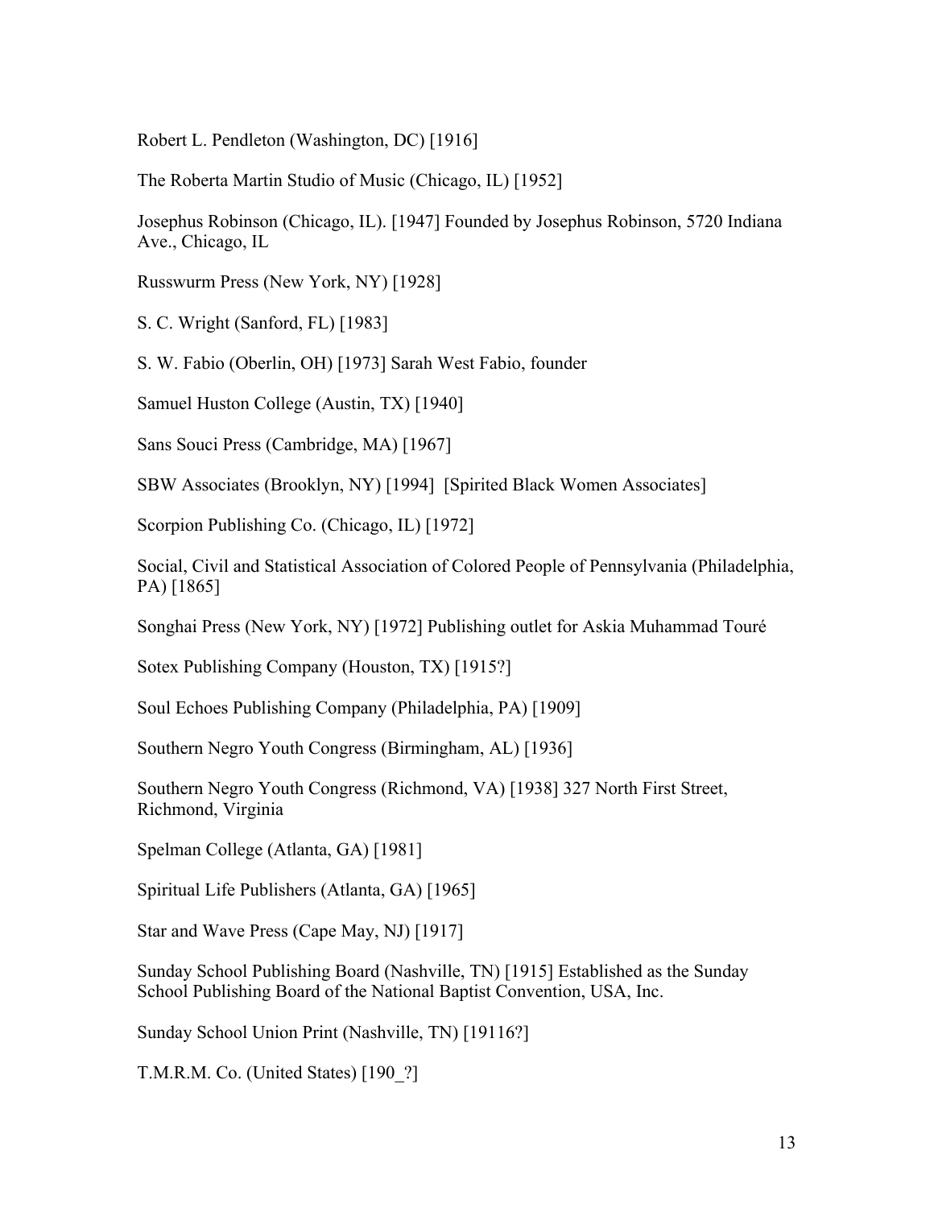Robert L. Pendleton (Washington, DC) [1916]

The Roberta Martin Studio of Music (Chicago, IL) [1952]

Josephus Robinson (Chicago, IL). [1947] Founded by Josephus Robinson, 5720 Indiana Ave., Chicago, IL

Russwurm Press (New York, NY) [1928]

S. C. Wright (Sanford, FL) [1983]

S. W. Fabio (Oberlin, OH) [1973] Sarah West Fabio, founder

Samuel Huston College (Austin, TX) [1940]

Sans Souci Press (Cambridge, MA) [1967]

SBW Associates (Brooklyn, NY) [1994] [Spirited Black Women Associates]

Scorpion Publishing Co. (Chicago, IL) [1972]

Social, Civil and Statistical Association of Colored People of Pennsylvania (Philadelphia, PA) [1865]

Songhai Press (New York, NY) [1972] Publishing outlet for Askia Muhammad Touré

Sotex Publishing Company (Houston, TX) [1915?]

Soul Echoes Publishing Company (Philadelphia, PA) [1909]

Southern Negro Youth Congress (Birmingham, AL) [1936]

Southern Negro Youth Congress (Richmond, VA) [1938] 327 North First Street, Richmond, Virginia

Spelman College (Atlanta, GA) [1981]

Spiritual Life Publishers (Atlanta, GA) [1965]

Star and Wave Press (Cape May, NJ) [1917]

Sunday School Publishing Board (Nashville, TN) [1915] Established as the Sunday School Publishing Board of the National Baptist Convention, USA, Inc.

Sunday School Union Print (Nashville, TN) [19116?]

T.M.R.M. Co. (United States) [190_?]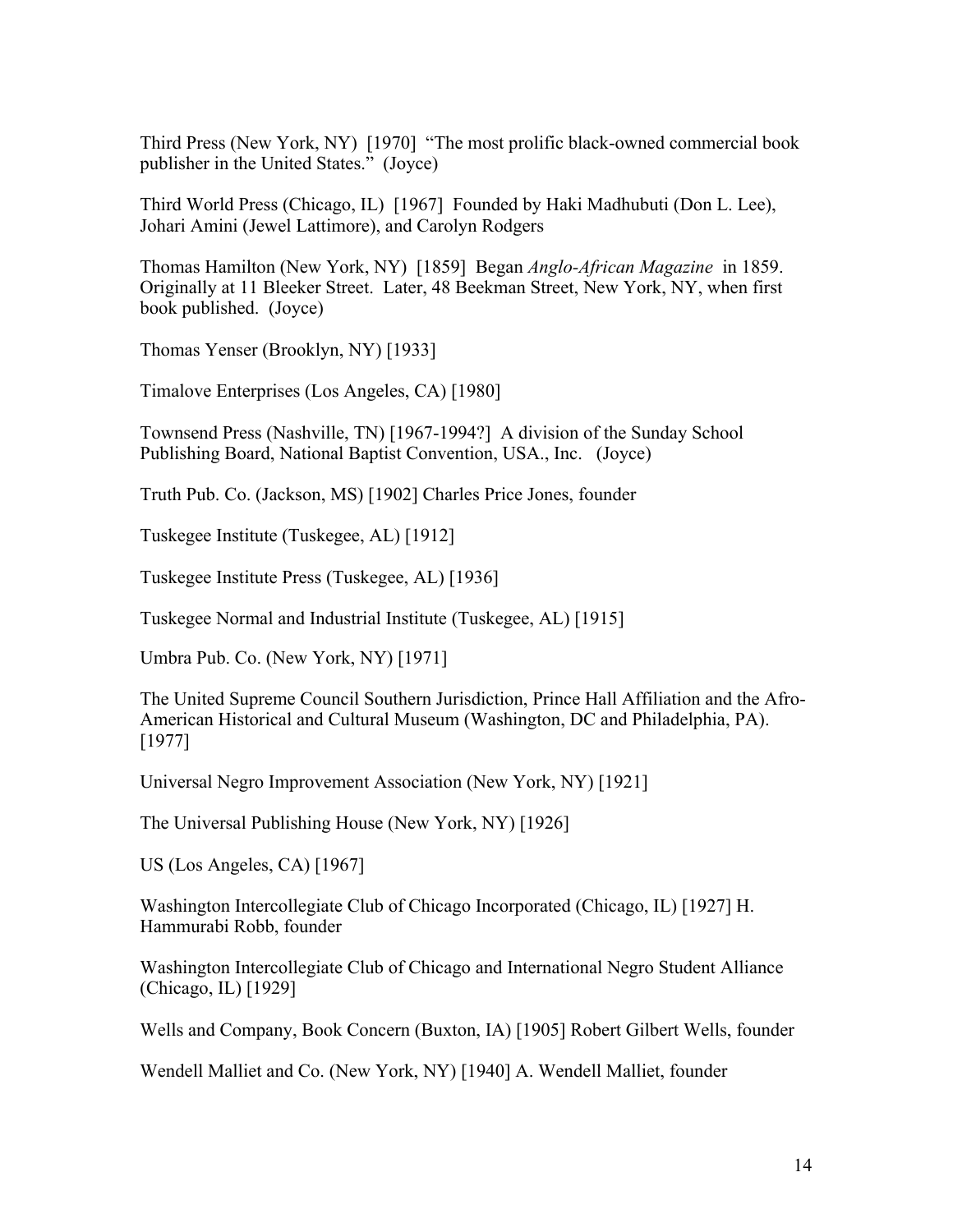Third Press (New York, NY) [1970] "The most prolific black-owned commercial book publisher in the United States." (Joyce)

Third World Press (Chicago, IL) [1967] Founded by Haki Madhubuti (Don L. Lee), Johari Amini (Jewel Lattimore), and Carolyn Rodgers

Thomas Hamilton (New York, NY) [1859] Began *Anglo-African Magazine* in 1859. Originally at 11 Bleeker Street. Later, 48 Beekman Street, New York, NY, when first book published. (Joyce)

Thomas Yenser (Brooklyn, NY) [1933]

Timalove Enterprises (Los Angeles, CA) [1980]

Townsend Press (Nashville, TN) [1967-1994?] A division of the Sunday School Publishing Board, National Baptist Convention, USA., Inc. (Joyce)

Truth Pub. Co. (Jackson, MS) [1902] Charles Price Jones, founder

Tuskegee Institute (Tuskegee, AL) [1912]

Tuskegee Institute Press (Tuskegee, AL) [1936]

Tuskegee Normal and Industrial Institute (Tuskegee, AL) [1915]

Umbra Pub. Co. (New York, NY) [1971]

The United Supreme Council Southern Jurisdiction, Prince Hall Affiliation and the Afro-American Historical and Cultural Museum (Washington, DC and Philadelphia, PA). [1977]

Universal Negro Improvement Association (New York, NY) [1921]

The Universal Publishing House (New York, NY) [1926]

US (Los Angeles, CA) [1967]

Washington Intercollegiate Club of Chicago Incorporated (Chicago, IL) [1927] H. Hammurabi Robb, founder

Washington Intercollegiate Club of Chicago and International Negro Student Alliance (Chicago, IL) [1929]

Wells and Company, Book Concern (Buxton, IA) [1905] Robert Gilbert Wells, founder

Wendell Malliet and Co. (New York, NY) [1940] A. Wendell Malliet, founder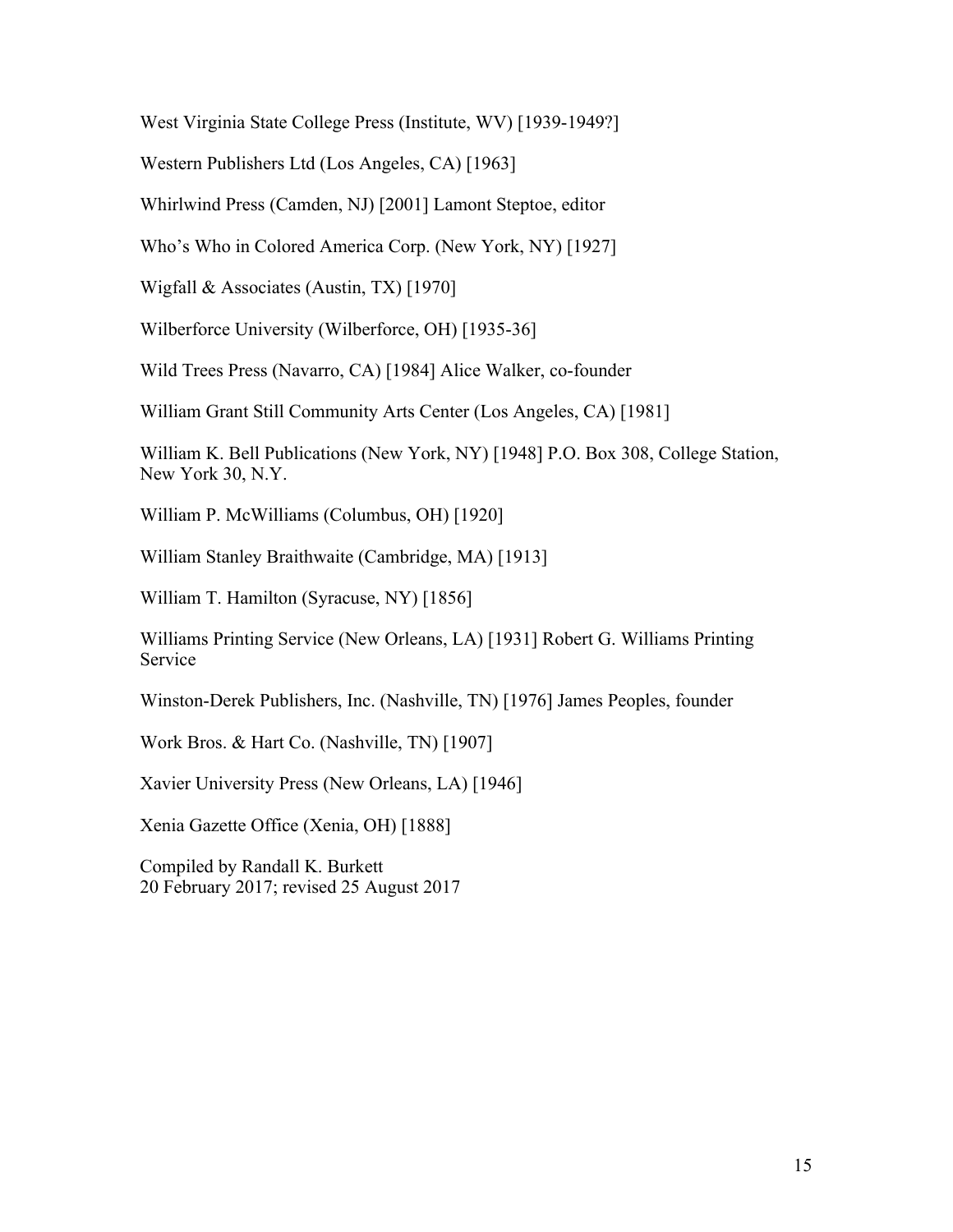West Virginia State College Press (Institute, WV) [1939-1949?]

Western Publishers Ltd (Los Angeles, CA) [1963]

Whirlwind Press (Camden, NJ) [2001] Lamont Steptoe, editor

Who's Who in Colored America Corp. (New York, NY) [1927]

Wigfall & Associates (Austin, TX) [1970]

Wilberforce University (Wilberforce, OH) [1935-36]

Wild Trees Press (Navarro, CA) [1984] Alice Walker, co-founder

William Grant Still Community Arts Center (Los Angeles, CA) [1981]

William K. Bell Publications (New York, NY) [1948] P.O. Box 308, College Station, New York 30, N.Y.

William P. McWilliams (Columbus, OH) [1920]

William Stanley Braithwaite (Cambridge, MA) [1913]

William T. Hamilton (Syracuse, NY) [1856]

Williams Printing Service (New Orleans, LA) [1931] Robert G. Williams Printing Service

Winston-Derek Publishers, Inc. (Nashville, TN) [1976] James Peoples, founder

Work Bros. & Hart Co. (Nashville, TN) [1907]

Xavier University Press (New Orleans, LA) [1946]

Xenia Gazette Office (Xenia, OH) [1888]

Compiled by Randall K. Burkett
20 February 2017; revised 25 August 2017